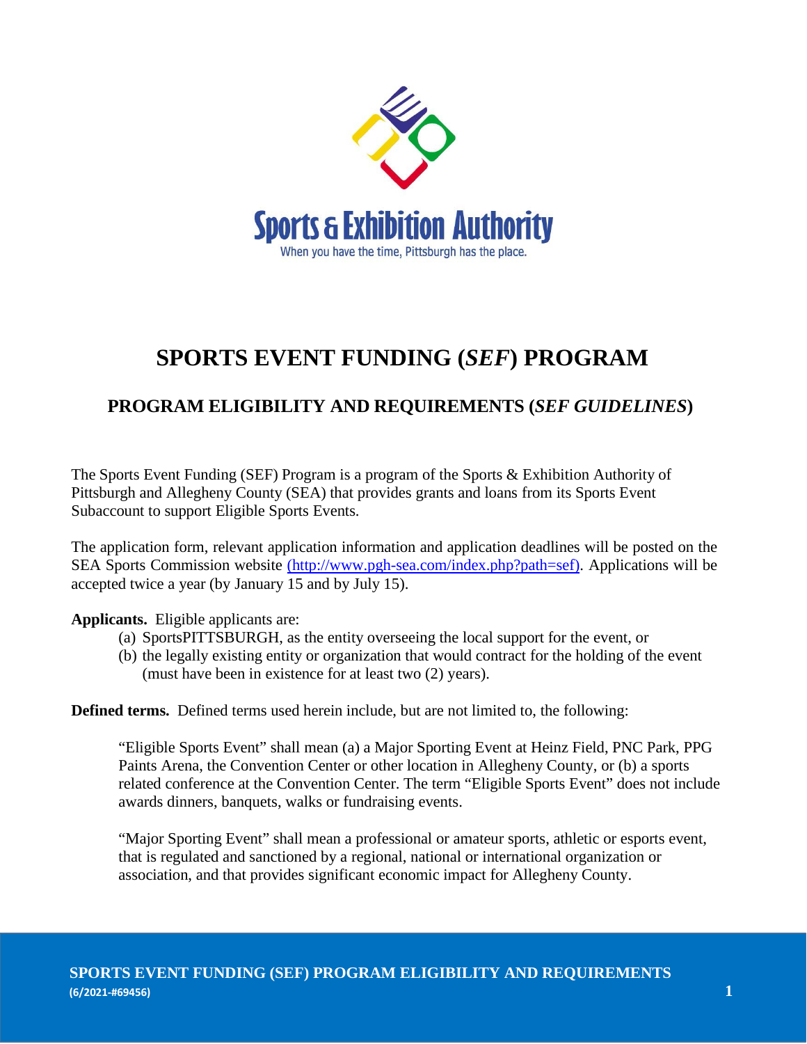Sports & Exhibition Authority

When you have the time, Pittsburgh has the place.

# SPORTS EVENT FUNDING (*SEF*) PROGRAM

## PROGRAM ELIGIBILITY AND REQUIREMENTS (*SEF GUIDELINES*)

The Sports Event Funding (SEF) Program is a program of the Sports & Exhibition Authority of Pittsburgh and Allegheny County (SEA) that provides grants and loans from its Sports Event Subaccount to support Eligible Sports Events.

The application form, relevant application information and application deadlines will be posted on the SEA Sports Commission website [(http://www.pgh-sea.com/index.php?path=sef)](http://www.pgh-sea.com/index.php?path=sef). Applications will be accepted twice a year (by January 15 and by July 15).

**Applicants.** Eligible applicants are:

(a) SportsPITTSBURGH, as the entity overseeing the local support for the event, or
(b) the legally existing entity or organization that would contract for the holding of the event (must have been in existence for at least two (2) years).

**Defined terms.** Defined terms used herein include, but are not limited to, the following:

> "Eligible Sports Event" shall mean (a) a Major Sporting Event at Heinz Field, PNC Park, PPG Paints Arena, the Convention Center or other location in Allegheny County, or (b) a sports related conference at the Convention Center. The term "Eligible Sports Event" does not include awards dinners, banquets, walks or fundraising events.
>
> "Major Sporting Event" shall mean a professional or amateur sports, athletic or esports event, that is regulated and sanctioned by a regional, national or international organization or association, and that provides significant economic impact for Allegheny County.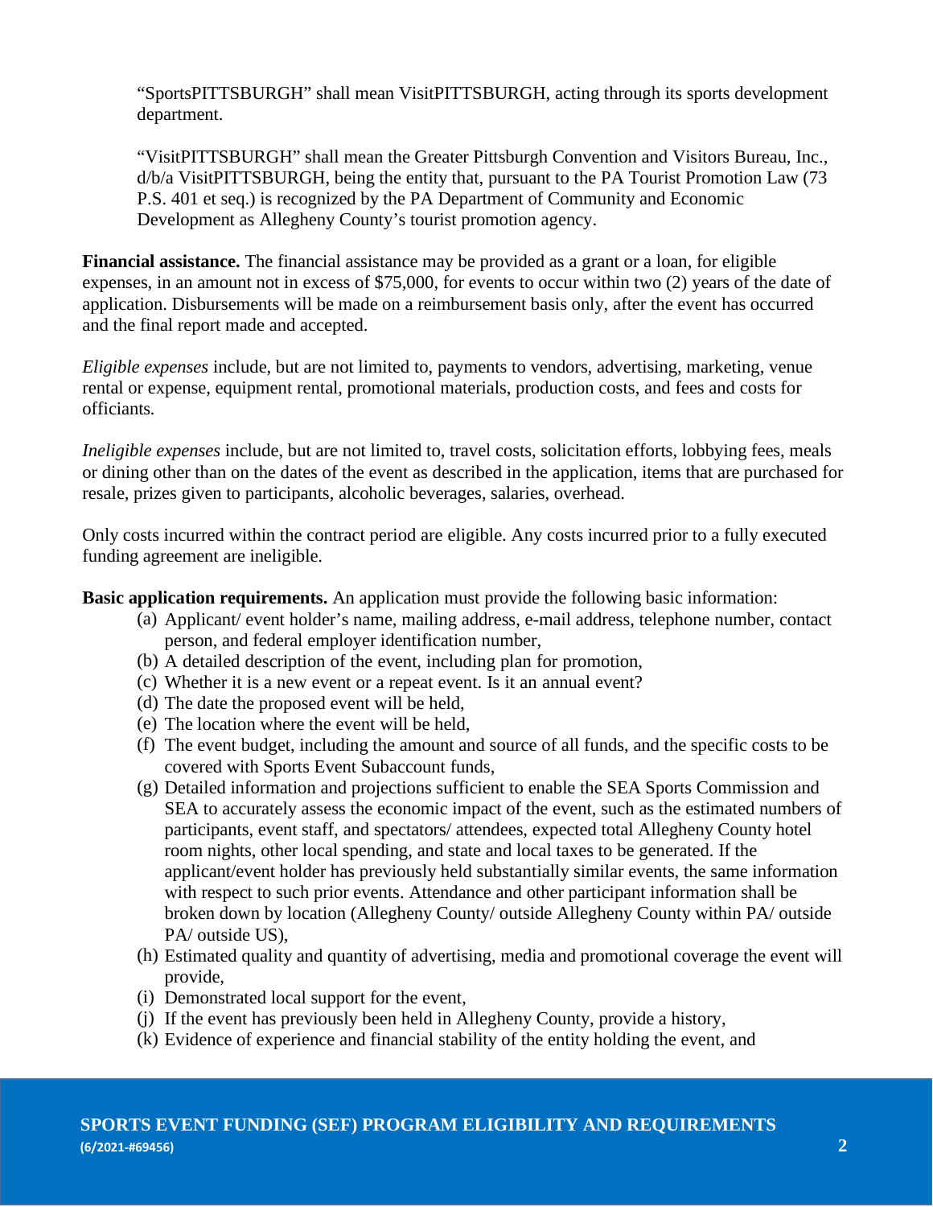"SportsPITTSBURGH" shall mean VisitPITTSBURGH, acting through its sports development department.

"VisitPITTSBURGH" shall mean the Greater Pittsburgh Convention and Visitors Bureau, Inc., d/b/a VisitPITTSBURGH, being the entity that, pursuant to the PA Tourist Promotion Law (73 P.S. 401 et seq.) is recognized by the PA Department of Community and Economic Development as Allegheny County's tourist promotion agency.

**Financial assistance.** The financial assistance may be provided as a grant or a loan, for eligible expenses, in an amount not in excess of $75,000, for events to occur within two (2) years of the date of application. Disbursements will be made on a reimbursement basis only, after the event has occurred and the final report made and accepted.

*Eligible expenses* include, but are not limited to, payments to vendors, advertising, marketing, venue rental or expense, equipment rental, promotional materials, production costs, and fees and costs for officiants.

*Ineligible expenses* include, but are not limited to, travel costs, solicitation efforts, lobbying fees, meals or dining other than on the dates of the event as described in the application, items that are purchased for resale, prizes given to participants, alcoholic beverages, salaries, overhead.

Only costs incurred within the contract period are eligible. Any costs incurred prior to a fully executed funding agreement are ineligible.

**Basic application requirements.** An application must provide the following basic information:

(a) Applicant/ event holder's name, mailing address, e-mail address, telephone number, contact person, and federal employer identification number,

(b) A detailed description of the event, including plan for promotion,

(c) Whether it is a new event or a repeat event. Is it an annual event?

(d) The date the proposed event will be held,

(e) The location where the event will be held,

(f) The event budget, including the amount and source of all funds, and the specific costs to be covered with Sports Event Subaccount funds,

(g) Detailed information and projections sufficient to enable the SEA Sports Commission and SEA to accurately assess the economic impact of the event, such as the estimated numbers of participants, event staff, and spectators/ attendees, expected total Allegheny County hotel room nights, other local spending, and state and local taxes to be generated. If the applicant/event holder has previously held substantially similar events, the same information with respect to such prior events. Attendance and other participant information shall be broken down by location (Allegheny County/ outside Allegheny County within PA/ outside PA/ outside US),

(h) Estimated quality and quantity of advertising, media and promotional coverage the event will provide,

(i) Demonstrated local support for the event,

(j) If the event has previously been held in Allegheny County, provide a history,

(k) Evidence of experience and financial stability of the entity holding the event, and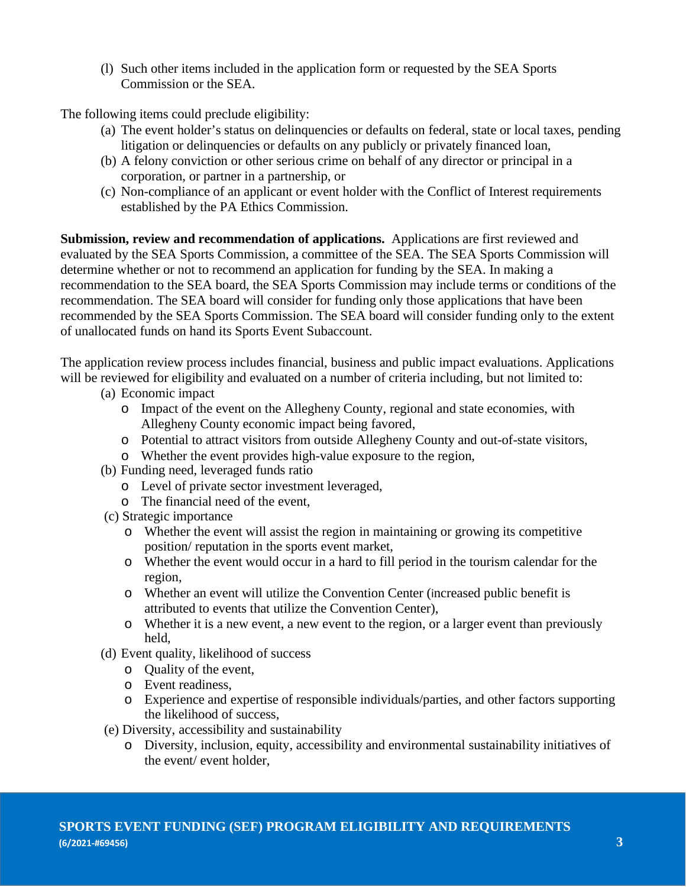(l) Such other items included in the application form or requested by the SEA Sports Commission or the SEA.

The following items could preclude eligibility:

(a) The event holder's status on delinquencies or defaults on federal, state or local taxes, pending litigation or delinquencies or defaults on any publicly or privately financed loan,

(b) A felony conviction or other serious crime on behalf of any director or principal in a corporation, or partner in a partnership, or

(c) Non-compliance of an applicant or event holder with the Conflict of Interest requirements established by the PA Ethics Commission.

**Submission, review and recommendation of applications.** Applications are first reviewed and evaluated by the SEA Sports Commission, a committee of the SEA. The SEA Sports Commission will determine whether or not to recommend an application for funding by the SEA. In making a recommendation to the SEA board, the SEA Sports Commission may include terms or conditions of the recommendation. The SEA board will consider for funding only those applications that have been recommended by the SEA Sports Commission. The SEA board will consider funding only to the extent of unallocated funds on hand its Sports Event Subaccount.

The application review process includes financial, business and public impact evaluations. Applications will be reviewed for eligibility and evaluated on a number of criteria including, but not limited to:

(a) Economic impact
- Impact of the event on the Allegheny County, regional and state economies, with Allegheny County economic impact being favored,
- Potential to attract visitors from outside Allegheny County and out-of-state visitors,
- Whether the event provides high-value exposure to the region,

(b) Funding need, leveraged funds ratio
- Level of private sector investment leveraged,
- The financial need of the event,

(c) Strategic importance
- Whether the event will assist the region in maintaining or growing its competitive position/ reputation in the sports event market,
- Whether the event would occur in a hard to fill period in the tourism calendar for the region,
- Whether an event will utilize the Convention Center (increased public benefit is attributed to events that utilize the Convention Center),
- Whether it is a new event, a new event to the region, or a larger event than previously held,

(d) Event quality, likelihood of success
- Quality of the event,
- Event readiness,
- Experience and expertise of responsible individuals/parties, and other factors supporting the likelihood of success,

(e) Diversity, accessibility and sustainability
- Diversity, inclusion, equity, accessibility and environmental sustainability initiatives of the event/ event holder,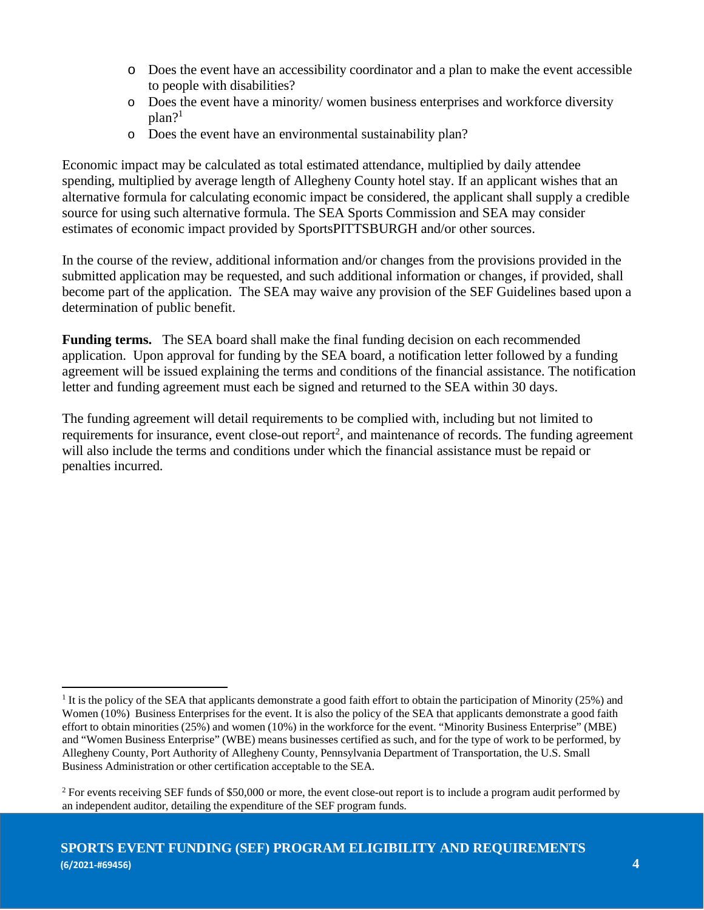- Does the event have an accessibility coordinator and a plan to make the event accessible to people with disabilities?
- Does the event have a minority/ women business enterprises and workforce diversity plan?[1]
- Does the event have an environmental sustainability plan?

Economic impact may be calculated as total estimated attendance, multiplied by daily attendee spending, multiplied by average length of Allegheny County hotel stay. If an applicant wishes that an alternative formula for calculating economic impact be considered, the applicant shall supply a credible source for using such alternative formula. The SEA Sports Commission and SEA may consider estimates of economic impact provided by SportsPITTSBURGH and/or other sources.

In the course of the review, additional information and/or changes from the provisions provided in the submitted application may be requested, and such additional information or changes, if provided, shall become part of the application. The SEA may waive any provision of the SEF Guidelines based upon a determination of public benefit.

**Funding terms.** The SEA board shall make the final funding decision on each recommended application. Upon approval for funding by the SEA board, a notification letter followed by a funding agreement will be issued explaining the terms and conditions of the financial assistance. The notification letter and funding agreement must each be signed and returned to the SEA within 30 days.

The funding agreement will detail requirements to be complied with, including but not limited to requirements for insurance, event close-out report[2], and maintenance of records. The funding agreement will also include the terms and conditions under which the financial assistance must be repaid or penalties incurred.

---

[1] It is the policy of the SEA that applicants demonstrate a good faith effort to obtain the participation of Minority (25%) and Women (10%) Business Enterprises for the event. It is also the policy of the SEA that applicants demonstrate a good faith effort to obtain minorities (25%) and women (10%) in the workforce for the event. "Minority Business Enterprise" (MBE) and "Women Business Enterprise" (WBE) means businesses certified as such, and for the type of work to be performed, by Allegheny County, Port Authority of Allegheny County, Pennsylvania Department of Transportation, the U.S. Small Business Administration or other certification acceptable to the SEA.

[2] For events receiving SEF funds of $50,000 or more, the event close-out report is to include a program audit performed by an independent auditor, detailing the expenditure of the SEF program funds.